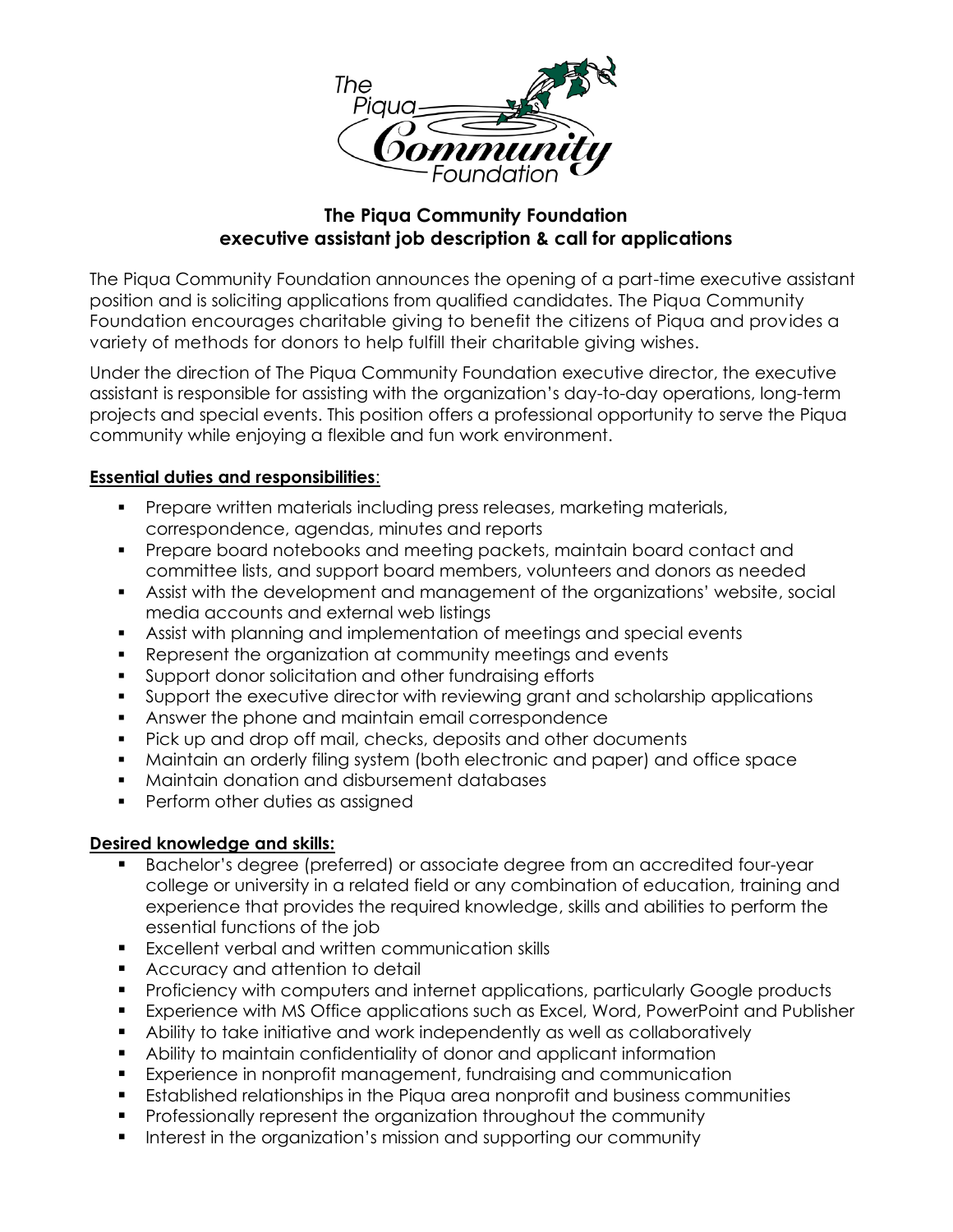# The Piqua Community Foundation executive assistant job description & call for applications

The Piqua Community Foundation announces the opening of a part-time executive assistant position and is soliciting applications from qualified candidates. The Piqua Community Foundation encourages charitable giving to benefit the citizens of Piqua and provides a variety of methods for donors to help fulfill their charitable giving wishes.

Under the direction of The Piqua Community Foundation executive director, the executive assistant is responsible for assisting with the organization's day-to-day operations, long-term projects and special events. This position offers a professional opportunity to serve the Piqua community while enjoying a flexible and fun work environment.

**Essential duties and responsibilities**:

- Prepare written materials including press releases, marketing materials, correspondence, agendas, minutes and reports
- Prepare board notebooks and meeting packets, maintain board contact and committee lists, and support board members, volunteers and donors as needed
- Assist with the development and management of the organizations' website, social media accounts and external web listings
- Assist with planning and implementation of meetings and special events
- Represent the organization at community meetings and events
- Support donor solicitation and other fundraising efforts
- Support the executive director with reviewing grant and scholarship applications
- Answer the phone and maintain email correspondence
- Pick up and drop off mail, checks, deposits and other documents
- Maintain an orderly filing system (both electronic and paper) and office space
- Maintain donation and disbursement databases
- Perform other duties as assigned

**Desired knowledge and skills:**

- Bachelor's degree (preferred) or associate degree from an accredited four-year college or university in a related field or any combination of education, training and experience that provides the required knowledge, skills and abilities to perform the essential functions of the job
- Excellent verbal and written communication skills
- Accuracy and attention to detail
- Proficiency with computers and internet applications, particularly Google products
- Experience with MS Office applications such as Excel, Word, PowerPoint and Publisher
- Ability to take initiative and work independently as well as collaboratively
- Ability to maintain confidentiality of donor and applicant information
- Experience in nonprofit management, fundraising and communication
- Established relationships in the Piqua area nonprofit and business communities
- Professionally represent the organization throughout the community
- Interest in the organization's mission and supporting our community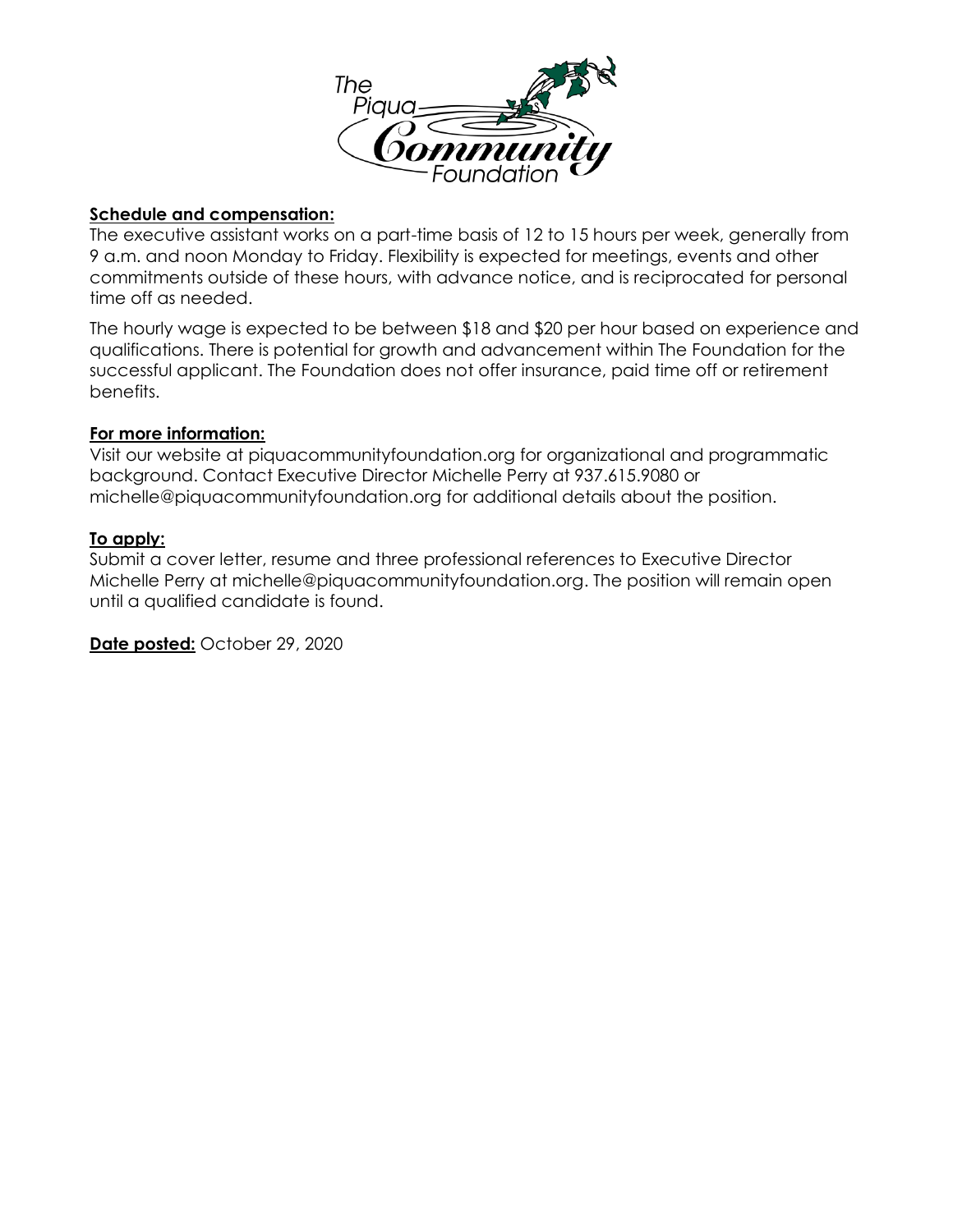**Schedule and compensation:**

The executive assistant works on a part-time basis of 12 to 15 hours per week, generally from 9 a.m. and noon Monday to Friday. Flexibility is expected for meetings, events and other commitments outside of these hours, with advance notice, and is reciprocated for personal time off as needed.

The hourly wage is expected to be between $18 and $20 per hour based on experience and qualifications. There is potential for growth and advancement within The Foundation for the successful applicant. The Foundation does not offer insurance, paid time off or retirement benefits.

**For more information:**

Visit our website at piquacommunityfoundation.org for organizational and programmatic background. Contact Executive Director Michelle Perry at 937.615.9080 or michelle@piquacommunityfoundation.org for additional details about the position.

**To apply:**

Submit a cover letter, resume and three professional references to Executive Director Michelle Perry at michelle@piquacommunityfoundation.org. The position will remain open until a qualified candidate is found.

**Date posted:** October 29, 2020